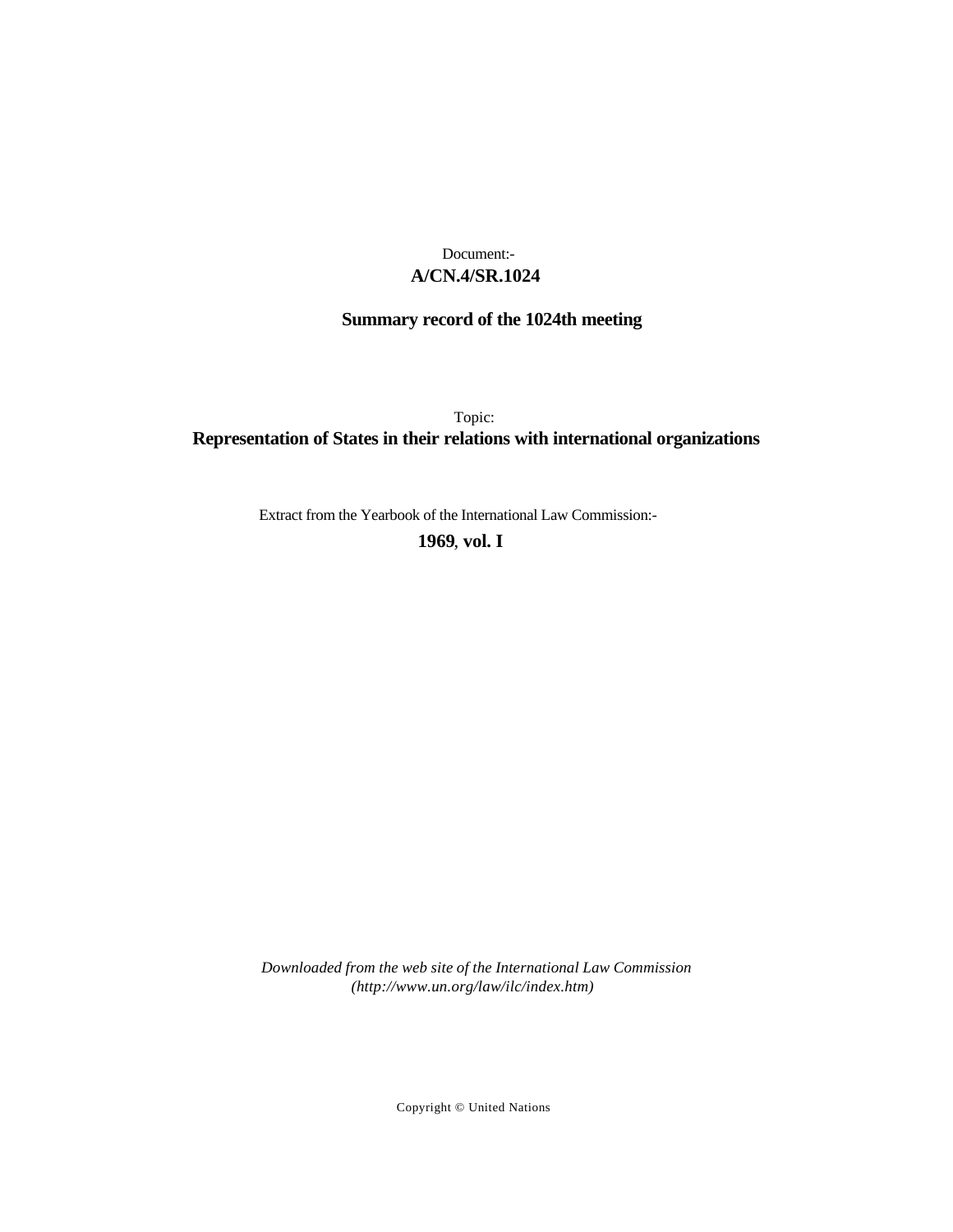Document:-
**A/CN.4/SR.1024**

**Summary record of the 1024th meeting**

Topic:
**Representation of States in their relations with international organizations**

Extract from the Yearbook of the International Law Commission:-
**1969, vol. I**

*Downloaded from the web site of the International Law Commission (http://www.un.org/law/ilc/index.htm)*

Copyright © United Nations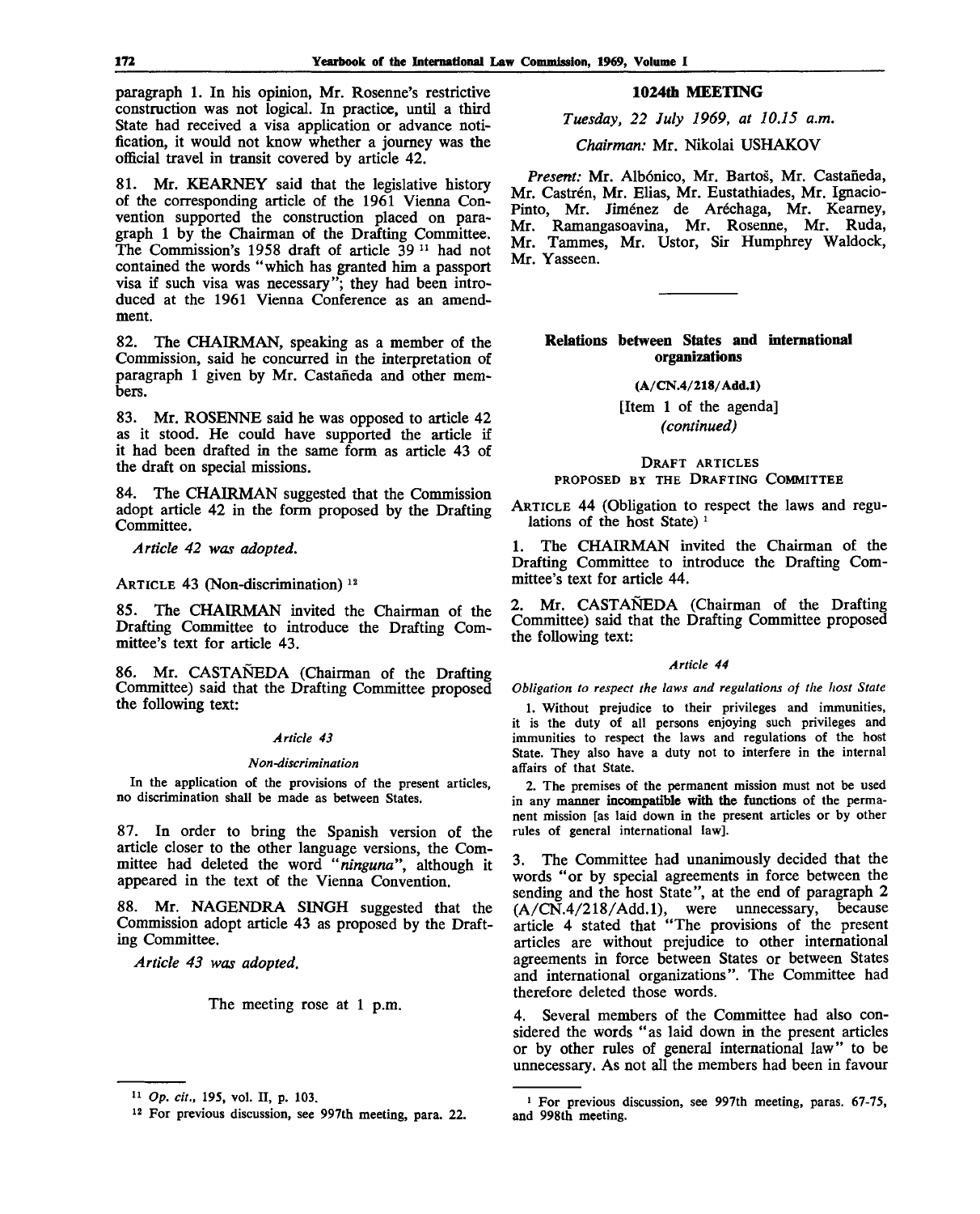paragraph 1. In his opinion, Mr. Rosenne's restrictive construction was not logical. In practice, until a third State had received a visa application or advance notification, it would not know whether a journey was the official travel in transit covered by article 42.

81. Mr. KEARNEY said that the legislative history of the corresponding article of the 1961 Vienna Convention supported the construction placed on paragraph 1 by the Chairman of the Drafting Committee. The Commission's 1958 draft of article 39 [11] had not contained the words "which has granted him a passport visa if such visa was necessary"; they had been introduced at the 1961 Vienna Conference as an amendment.

82. The CHAIRMAN, speaking as a member of the Commission, said he concurred in the interpretation of paragraph 1 given by Mr. Castañeda and other members.

83. Mr. ROSENNE said he was opposed to article 42 as it stood. He could have supported the article if it had been drafted in the same form as article 43 of the draft on special missions.

84. The CHAIRMAN suggested that the Commission adopt article 42 in the form proposed by the Drafting Committee.

*Article 42 was adopted.*

ARTICLE 43 (Non-discrimination) [12]

85. The CHAIRMAN invited the Chairman of the Drafting Committee to introduce the Drafting Committee's text for article 43.

86. Mr. CASTAÑEDA (Chairman of the Drafting Committee) said that the Drafting Committee proposed the following text:

*Article 43*

*Non-discrimination*

In the application of the provisions of the present articles, no discrimination shall be made as between States.

87. In order to bring the Spanish version of the article closer to the other language versions, the Committee had deleted the word "*ninguna*", although it appeared in the text of the Vienna Convention.

88. Mr. NAGENDRA SINGH suggested that the Commission adopt article 43 as proposed by the Drafting Committee.

*Article 43 was adopted.*

The meeting rose at 1 p.m.

[11] *Op. cit.*, 195, vol. II, p. 103.

[12] For previous discussion, see 997th meeting, para. 22.

## 1024th MEETING

*Tuesday, 22 July 1969, at 10.15 a.m.*

*Chairman:* Mr. Nikolai USHAKOV

*Present:* Mr. Albónico, Mr. Bartoš, Mr. Castañeda, Mr. Castrén, Mr. Elias, Mr. Eustathiades, Mr. Ignacio-Pinto, Mr. Jiménez de Aréchaga, Mr. Kearney, Mr. Ramangasoavina, Mr. Rosenne, Mr. Ruda, Mr. Tammes, Mr. Ustor, Sir Humphrey Waldock, Mr. Yasseen.

### Relations between States and international organizations

**(A/CN.4/218/Add.1)**

[Item 1 of the agenda]

*(continued)*

DRAFT ARTICLES PROPOSED BY THE DRAFTING COMMITTEE

ARTICLE 44 (Obligation to respect the laws and regulations of the host State) [1]

1. The CHAIRMAN invited the Chairman of the Drafting Committee to introduce the Drafting Committee's text for article 44.

2. Mr. CASTAÑEDA (Chairman of the Drafting Committee) said that the Drafting Committee proposed the following text:

*Article 44*

*Obligation to respect the laws and regulations of the host State*

1. Without prejudice to their privileges and immunities, it is the duty of all persons enjoying such privileges and immunities to respect the laws and regulations of the host State. They also have a duty not to interfere in the internal affairs of that State.

2. The premises of the permanent mission must not be used in any manner incompatible with the functions of the permanent mission [as laid down in the present articles or by other rules of general international law].

3. The Committee had unanimously decided that the words "or by special agreements in force between the sending and the host State", at the end of paragraph 2 (A/CN.4/218/Add.1), were unnecessary, because article 4 stated that "The provisions of the present articles are without prejudice to other international agreements in force between States or between States and international organizations". The Committee had therefore deleted those words.

4. Several members of the Committee had also considered the words "as laid down in the present articles or by other rules of general international law" to be unnecessary. As not all the members had been in favour

[1] For previous discussion, see 997th meeting, paras. 67-75, and 998th meeting.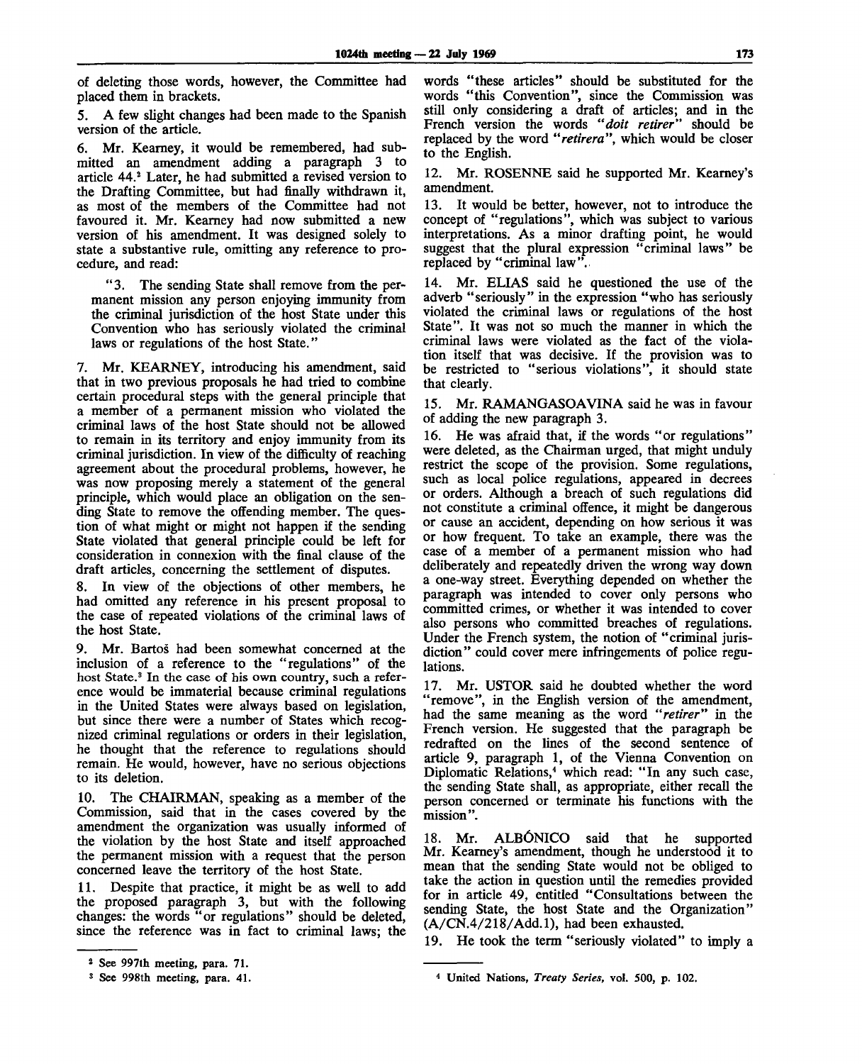of deleting those words, however, the Committee had placed them in brackets.

5. A few slight changes had been made to the Spanish version of the article.

6. Mr. Kearney, it would be remembered, had submitted an amendment adding a paragraph 3 to article 44.[2] Later, he had submitted a revised version to the Drafting Committee, but had finally withdrawn it, as most of the members of the Committee had not favoured it. Mr. Kearney had now submitted a new version of his amendment. It was designed solely to state a substantive rule, omitting any reference to procedure, and read:

> "3. The sending State shall remove from the permanent mission any person enjoying immunity from the criminal jurisdiction of the host State under this Convention who has seriously violated the criminal laws or regulations of the host State."

7. Mr. KEARNEY, introducing his amendment, said that in two previous proposals he had tried to combine certain procedural steps with the general principle that a member of a permanent mission who violated the criminal laws of the host State should not be allowed to remain in its territory and enjoy immunity from its criminal jurisdiction. In view of the difficulty of reaching agreement about the procedural problems, however, he was now proposing merely a statement of the general principle, which would place an obligation on the sending State to remove the offending member. The question of what might or might not happen if the sending State violated that general principle could be left for consideration in connexion with the final clause of the draft articles, concerning the settlement of disputes.

8. In view of the objections of other members, he had omitted any reference in his present proposal to the case of repeated violations of the criminal laws of the host State.

9. Mr. Bartoš had been somewhat concerned at the inclusion of a reference to the "regulations" of the host State.[3] In the case of his own country, such a reference would be immaterial because criminal regulations in the United States were always based on legislation, but since there were a number of States which recognized criminal regulations or orders in their legislation, he thought that the reference to regulations should remain. He would, however, have no serious objections to its deletion.

10. The CHAIRMAN, speaking as a member of the Commission, said that in the cases covered by the amendment the organization was usually informed of the violation by the host State and itself approached the permanent mission with a request that the person concerned leave the territory of the host State.

11. Despite that practice, it might be as well to add the proposed paragraph 3, but with the following changes: the words "or regulations" should be deleted, since the reference was in fact to criminal laws; the words "these articles" should be substituted for the words "this Convention", since the Commission was still only considering a draft of articles; and in the French version the words "*doit retirer*" should be replaced by the word "*retirera*", which would be closer to the English.

12. Mr. ROSENNE said he supported Mr. Kearney's amendment.

13. It would be better, however, not to introduce the concept of "regulations", which was subject to various interpretations. As a minor drafting point, he would suggest that the plural expression "criminal laws" be replaced by "criminal law".

14. Mr. ELIAS said he questioned the use of the adverb "seriously" in the expression "who has seriously violated the criminal laws or regulations of the host State". It was not so much the manner in which the criminal laws were violated as the fact of the violation itself that was decisive. If the provision was to be restricted to "serious violations", it should state that clearly.

15. Mr. RAMANGASOAVINA said he was in favour of adding the new paragraph 3.

16. He was afraid that, if the words "or regulations" were deleted, as the Chairman urged, that might unduly restrict the scope of the provision. Some regulations, such as local police regulations, appeared in decrees or orders. Although a breach of such regulations did not constitute a criminal offence, it might be dangerous or cause an accident, depending on how serious it was or how frequent. To take an example, there was the case of a member of a permanent mission who had deliberately and repeatedly driven the wrong way down a one-way street. Everything depended on whether the paragraph was intended to cover only persons who committed crimes, or whether it was intended to cover also persons who committed breaches of regulations. Under the French system, the notion of "criminal jurisdiction" could cover mere infringements of police regulations.

17. Mr. USTOR said he doubted whether the word "remove", in the English version of the amendment, had the same meaning as the word "*retirer*" in the French version. He suggested that the paragraph be redrafted on the lines of the second sentence of article 9, paragraph 1, of the Vienna Convention on Diplomatic Relations,[4] which read: "In any such case, the sending State shall, as appropriate, either recall the person concerned or terminate his functions with the mission".

18. Mr. ALBÓNICO said that he supported Mr. Kearney's amendment, though he understood it to mean that the sending State would not be obliged to take the action in question until the remedies provided for in article 49, entitled "Consultations between the sending State, the host State and the Organization" (A/CN.4/218/Add.1), had been exhausted.

19. He took the term "seriously violated" to imply a

---

[2] See 997th meeting, para. 71.

[3] See 998th meeting, para. 41.

[4] United Nations, *Treaty Series*, vol. 500, p. 102.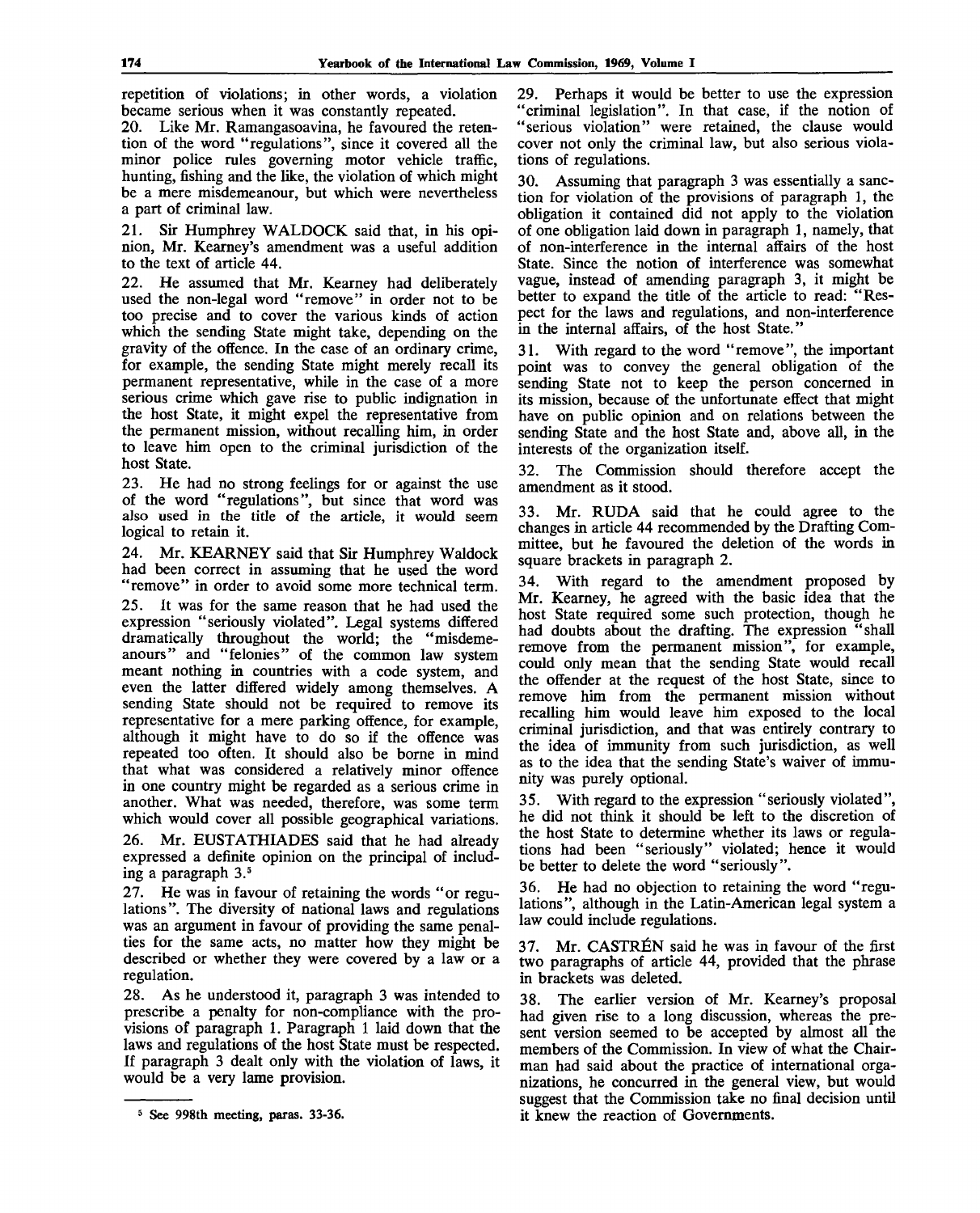repetition of violations; in other words, a violation became serious when it was constantly repeated.

20. Like Mr. Ramangasoavina, he favoured the retention of the word "regulations", since it covered all the minor police rules governing motor vehicle traffic, hunting, fishing and the like, the violation of which might be a mere misdemeanour, but which were nevertheless a part of criminal law.

21. Sir Humphrey WALDOCK said that, in his opinion, Mr. Kearney's amendment was a useful addition to the text of article 44.

22. He assumed that Mr. Kearney had deliberately used the non-legal word "remove" in order not to be too precise and to cover the various kinds of action which the sending State might take, depending on the gravity of the offence. In the case of an ordinary crime, for example, the sending State might merely recall its permanent representative, while in the case of a more serious crime which gave rise to public indignation in the host State, it might expel the representative from the permanent mission, without recalling him, in order to leave him open to the criminal jurisdiction of the host State.

23. He had no strong feelings for or against the use of the word "regulations", but since that word was also used in the title of the article, it would seem logical to retain it.

24. Mr. KEARNEY said that Sir Humphrey Waldock had been correct in assuming that he used the word "remove" in order to avoid some more technical term.

25. It was for the same reason that he had used the expression "seriously violated". Legal systems differed dramatically throughout the world; the "misdemeanours" and "felonies" of the common law system meant nothing in countries with a code system, and even the latter differed widely among themselves. A sending State should not be required to remove its representative for a mere parking offence, for example, although it might have to do so if the offence was repeated too often. It should also be borne in mind that what was considered a relatively minor offence in one country might be regarded as a serious crime in another. What was needed, therefore, was some term which would cover all possible geographical variations.

26. Mr. EUSTATHIADES said that he had already expressed a definite opinion on the principal of including a paragraph 3.[5]

27. He was in favour of retaining the words "or regulations". The diversity of national laws and regulations was an argument in favour of providing the same penalties for the same acts, no matter how they might be described or whether they were covered by a law or a regulation.

28. As he understood it, paragraph 3 was intended to prescribe a penalty for non-compliance with the provisions of paragraph 1. Paragraph 1 laid down that the laws and regulations of the host State must be respected. If paragraph 3 dealt only with the violation of laws, it would be a very lame provision.

29. Perhaps it would be better to use the expression "criminal legislation". In that case, if the notion of "serious violation" were retained, the clause would cover not only the criminal law, but also serious violations of regulations.

30. Assuming that paragraph 3 was essentially a sanction for violation of the provisions of paragraph 1, the obligation it contained did not apply to the violation of one obligation laid down in paragraph 1, namely, that of non-interference in the internal affairs of the host State. Since the notion of interference was somewhat vague, instead of amending paragraph 3, it might be better to expand the title of the article to read: "Respect for the laws and regulations, and non-interference in the internal affairs, of the host State."

31. With regard to the word "remove", the important point was to convey the general obligation of the sending State not to keep the person concerned in its mission, because of the unfortunate effect that might have on public opinion and on relations between the sending State and the host State and, above all, in the interests of the organization itself.

32. The Commission should therefore accept the amendment as it stood.

33. Mr. RUDA said that he could agree to the changes in article 44 recommended by the Drafting Committee, but he favoured the deletion of the words in square brackets in paragraph 2.

34. With regard to the amendment proposed by Mr. Kearney, he agreed with the basic idea that the host State required some such protection, though he had doubts about the drafting. The expression "shall remove from the permanent mission", for example, could only mean that the sending State would recall the offender at the request of the host State, since to remove him from the permanent mission without recalling him would leave him exposed to the local criminal jurisdiction, and that was entirely contrary to the idea of immunity from such jurisdiction, as well as to the idea that the sending State's waiver of immunity was purely optional.

35. With regard to the expression "seriously violated", he did not think it should be left to the discretion of the host State to determine whether its laws or regulations had been "seriously" violated; hence it would be better to delete the word "seriously".

36. He had no objection to retaining the word "regulations", although in the Latin-American legal system a law could include regulations.

37. Mr. CASTRÉN said he was in favour of the first two paragraphs of article 44, provided that the phrase in brackets was deleted.

38. The earlier version of Mr. Kearney's proposal had given rise to a long discussion, whereas the present version seemed to be accepted by almost all the members of the Commission. In view of what the Chairman had said about the practice of international organizations, he concurred in the general view, but would suggest that the Commission take no final decision until it knew the reaction of Governments.

[5] See 998th meeting, paras. 33-36.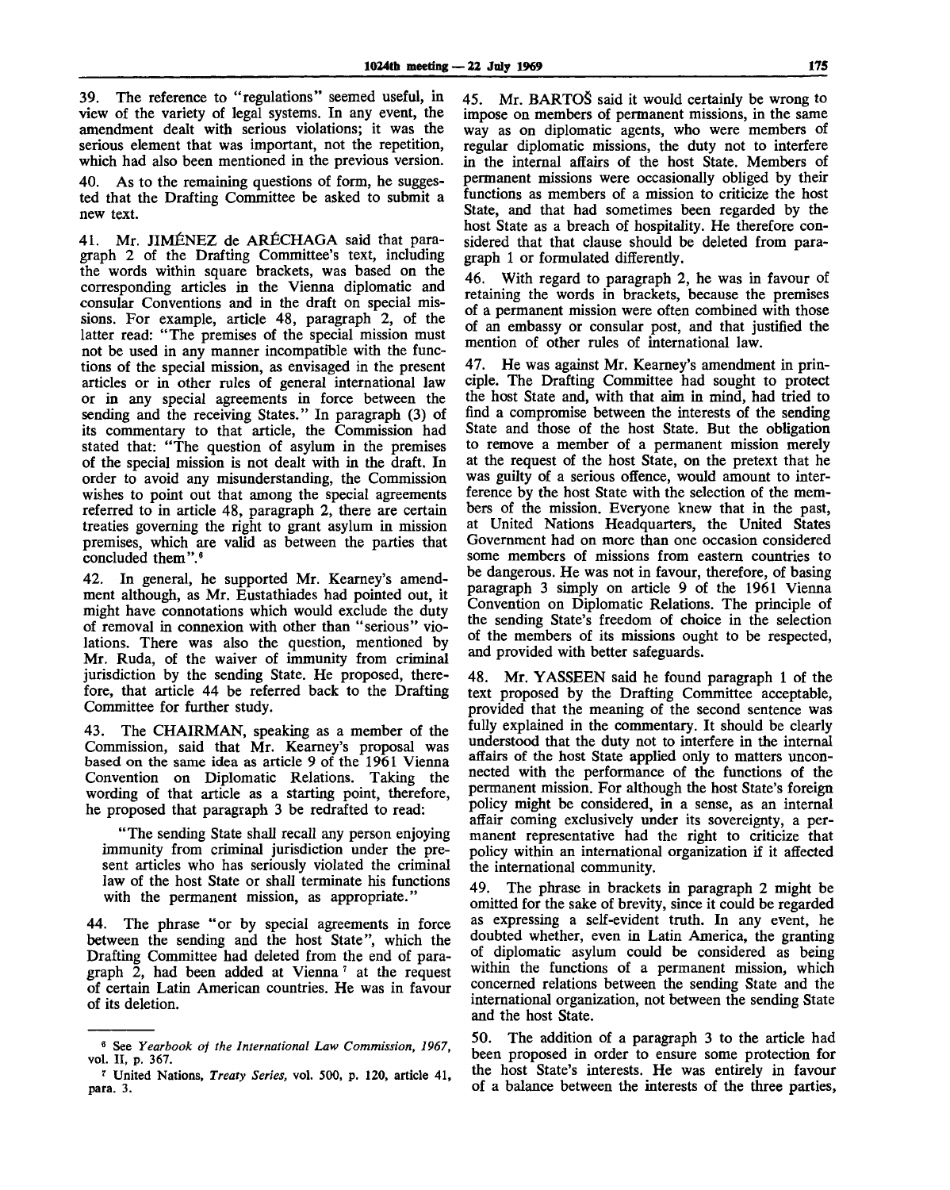39. The reference to "regulations" seemed useful, in view of the variety of legal systems. In any event, the amendment dealt with serious violations; it was the serious element that was important, not the repetition, which had also been mentioned in the previous version.

40. As to the remaining questions of form, he suggested that the Drafting Committee be asked to submit a new text.

41. Mr. JIMÉNEZ de ARÉCHAGA said that paragraph 2 of the Drafting Committee's text, including the words within square brackets, was based on the corresponding articles in the Vienna diplomatic and consular Conventions and in the draft on special missions. For example, article 48, paragraph 2, of the latter read: "The premises of the special mission must not be used in any manner incompatible with the functions of the special mission, as envisaged in the present articles or in other rules of general international law or in any special agreements in force between the sending and the receiving States." In paragraph (3) of its commentary to that article, the Commission had stated that: "The question of asylum in the premises of the special mission is not dealt with in the draft. In order to avoid any misunderstanding, the Commission wishes to point out that among the special agreements referred to in article 48, paragraph 2, there are certain treaties governing the right to grant asylum in mission premises, which are valid as between the parties that concluded them".[6]

42. In general, he supported Mr. Kearney's amendment although, as Mr. Eustathiades had pointed out, it might have connotations which would exclude the duty of removal in connexion with other than "serious" violations. There was also the question, mentioned by Mr. Ruda, of the waiver of immunity from criminal jurisdiction by the sending State. He proposed, therefore, that article 44 be referred back to the Drafting Committee for further study.

43. The CHAIRMAN, speaking as a member of the Commission, said that Mr. Kearney's proposal was based on the same idea as article 9 of the 1961 Vienna Convention on Diplomatic Relations. Taking the wording of that article as a starting point, therefore, he proposed that paragraph 3 be redrafted to read:

> "The sending State shall recall any person enjoying immunity from criminal jurisdiction under the present articles who has seriously violated the criminal law of the host State or shall terminate his functions with the permanent mission, as appropriate."

44. The phrase "or by special agreements in force between the sending and the host State", which the Drafting Committee had deleted from the end of paragraph 2, had been added at Vienna[7] at the request of certain Latin American countries. He was in favour of its deletion.

45. Mr. BARTOŠ said it would certainly be wrong to impose on members of permanent missions, in the same way as on diplomatic agents, who were members of regular diplomatic missions, the duty not to interfere in the internal affairs of the host State. Members of permanent missions were occasionally obliged by their functions as members of a mission to criticize the host State, and that had sometimes been regarded by the host State as a breach of hospitality. He therefore considered that that clause should be deleted from paragraph 1 or formulated differently.

46. With regard to paragraph 2, he was in favour of retaining the words in brackets, because the premises of a permanent mission were often combined with those of an embassy or consular post, and that justified the mention of other rules of international law.

47. He was against Mr. Kearney's amendment in principle. The Drafting Committee had sought to protect the host State and, with that aim in mind, had tried to find a compromise between the interests of the sending State and those of the host State. But the obligation to remove a member of a permanent mission merely at the request of the host State, on the pretext that he was guilty of a serious offence, would amount to interference by the host State with the selection of the members of the mission. Everyone knew that in the past, at United Nations Headquarters, the United States Government had on more than one occasion considered some members of missions from eastern countries to be dangerous. He was not in favour, therefore, of basing paragraph 3 simply on article 9 of the 1961 Vienna Convention on Diplomatic Relations. The principle of the sending State's freedom of choice in the selection of the members of its missions ought to be respected, and provided with better safeguards.

48. Mr. YASSEEN said he found paragraph 1 of the text proposed by the Drafting Committee acceptable, provided that the meaning of the second sentence was fully explained in the commentary. It should be clearly understood that the duty not to interfere in the internal affairs of the host State applied only to matters unconnected with the performance of the functions of the permanent mission. For although the host State's foreign policy might be considered, in a sense, as an internal affair coming exclusively under its sovereignty, a permanent representative had the right to criticize that policy within an international organization if it affected the international community.

49. The phrase in brackets in paragraph 2 might be omitted for the sake of brevity, since it could be regarded as expressing a self-evident truth. In any event, he doubted whether, even in Latin America, the granting of diplomatic asylum could be considered as being within the functions of a permanent mission, which concerned relations between the sending State and the international organization, not between the sending State and the host State.

50. The addition of a paragraph 3 to the article had been proposed in order to ensure some protection for the host State's interests. He was entirely in favour of a balance between the interests of the three parties,

---

[6] See *Yearbook of the International Law Commission, 1967*, vol. II, p. 367.

[7] United Nations, *Treaty Series*, vol. 500, p. 120, article 41, para. 3.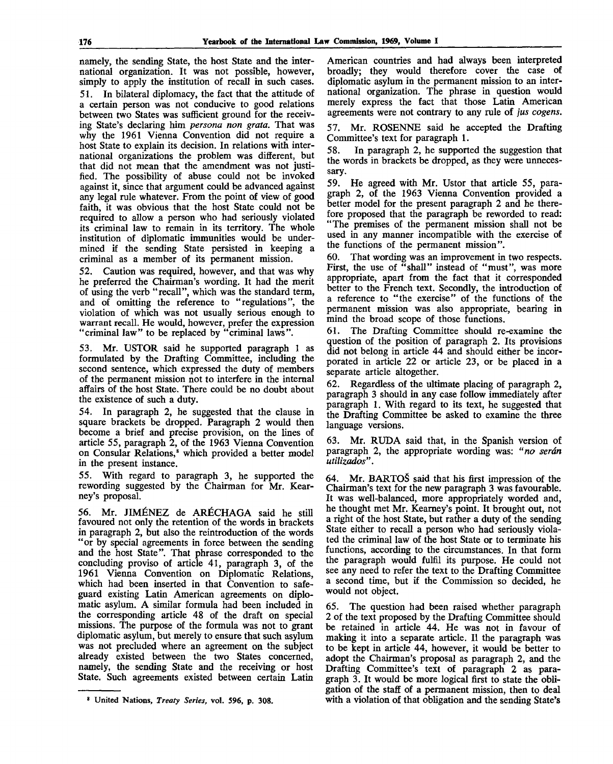namely, the sending State, the host State and the international organization. It was not possible, however, simply to apply the institution of recall in such cases.

51. In bilateral diplomacy, the fact that the attitude of a certain person was not conducive to good relations between two States was sufficient ground for the receiving State's declaring him *persona non grata*. That was why the 1961 Vienna Convention did not require a host State to explain its decision. In relations with international organizations the problem was different, but that did not mean that the amendment was not justified. The possibility of abuse could not be invoked against it, since that argument could be advanced against any legal rule whatever. From the point of view of good faith, it was obvious that the host State could not be required to allow a person who had seriously violated its criminal law to remain in its territory. The whole institution of diplomatic immunities would be undermined if the sending State persisted in keeping a criminal as a member of its permanent mission.

52. Caution was required, however, and that was why he preferred the Chairman's wording. It had the merit of using the verb "recall", which was the standard term, and of omitting the reference to "regulations", the violation of which was not usually serious enough to warrant recall. He would, however, prefer the expression "criminal law" to be replaced by "criminal laws".

53. Mr. USTOR said he supported paragraph 1 as formulated by the Drafting Committee, including the second sentence, which expressed the duty of members of the permanent mission not to interfere in the internal affairs of the host State. There could be no doubt about the existence of such a duty.

54. In paragraph 2, he suggested that the clause in square brackets be dropped. Paragraph 2 would then become a brief and precise provision, on the lines of article 55, paragraph 2, of the 1963 Vienna Convention on Consular Relations,[8] which provided a better model in the present instance.

55. With regard to paragraph 3, he supported the rewording suggested by the Chairman for Mr. Kearney's proposal.

56. Mr. JIMÉNEZ de ARÉCHAGA said he still favoured not only the retention of the words in brackets in paragraph 2, but also the reintroduction of the words "or by special agreements in force between the sending and the host State". That phrase corresponded to the concluding proviso of article 41, paragraph 3, of the 1961 Vienna Convention on Diplomatic Relations, which had been inserted in that Convention to safeguard existing Latin American agreements on diplomatic asylum. A similar formula had been included in the corresponding article 48 of the draft on special missions. The purpose of the formula was not to grant diplomatic asylum, but merely to ensure that such asylum was not precluded where an agreement on the subject already existed between the two States concerned, namely, the sending State and the receiving or host State. Such agreements existed between certain Latin American countries and had always been interpreted broadly; they would therefore cover the case of diplomatic asylum in the permanent mission to an international organization. The phrase in question would merely express the fact that those Latin American agreements were not contrary to any rule of *jus cogens*.

57. Mr. ROSENNE said he accepted the Drafting Committee's text for paragraph 1.

58. In paragraph 2, he supported the suggestion that the words in brackets be dropped, as they were unnecessary.

59. He agreed with Mr. Ustor that article 55, paragraph 2, of the 1963 Vienna Convention provided a better model for the present paragraph 2 and he therefore proposed that the paragraph be reworded to read: "The premises of the permanent mission shall not be used in any manner incompatible with the exercise of the functions of the permanent mission".

60. That wording was an improvement in two respects. First, the use of "shall" instead of "must", was more appropriate, apart from the fact that it corresponded better to the French text. Secondly, the introduction of a reference to "the exercise" of the functions of the permanent mission was also appropriate, bearing in mind the broad scope of those functions.

61. The Drafting Committee should re-examine the question of the position of paragraph 2. Its provisions did not belong in article 44 and should either be incorporated in article 22 or article 23, or be placed in a separate article altogether.

62. Regardless of the ultimate placing of paragraph 2, paragraph 3 should in any case follow immediately after paragraph 1. With regard to its text, he suggested that the Drafting Committee be asked to examine the three language versions.

63. Mr. RUDA said that, in the Spanish version of paragraph 2, the appropriate wording was: *"no serán utilizados"*.

64. Mr. BARTOŠ said that his first impression of the Chairman's text for the new paragraph 3 was favourable. It was well-balanced, more appropriately worded and, he thought met Mr. Kearney's point. It brought out, not a right of the host State, but rather a duty of the sending State either to recall a person who had seriously violated the criminal law of the host State or to terminate his functions, according to the circumstances. In that form the paragraph would fulfil its purpose. He could not see any need to refer the text to the Drafting Committee a second time, but if the Commission so decided, he would not object.

65. The question had been raised whether paragraph 2 of the text proposed by the Drafting Committee should be retained in article 44. He was not in favour of making it into a separate article. If the paragraph was to be kept in article 44, however, it would be better to adopt the Chairman's proposal as paragraph 2, and the Drafting Committee's text of paragraph 2 as paragraph 3. It would be more logical first to state the obligation of the staff of a permanent mission, then to deal with a violation of that obligation and the sending State's

[8] United Nations, *Treaty Series*, vol. 596, p. 308.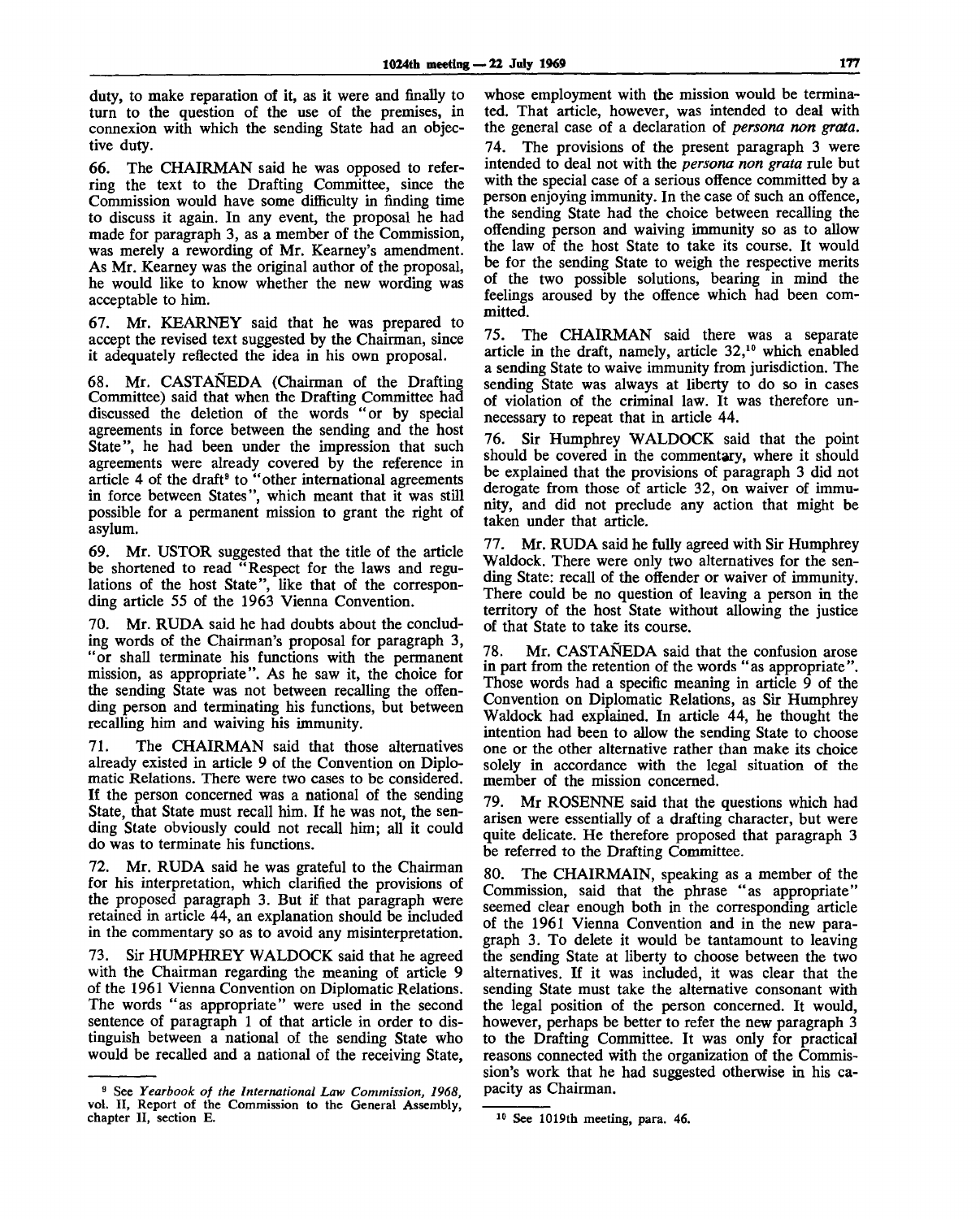duty, to make reparation of it, as it were and finally to turn to the question of the use of the premises, in connexion with which the sending State had an objective duty.

66. The CHAIRMAN said he was opposed to referring the text to the Drafting Committee, since the Commission would have some difficulty in finding time to discuss it again. In any event, the proposal he had made for paragraph 3, as a member of the Commission, was merely a rewording of Mr. Kearney's amendment. As Mr. Kearney was the original author of the proposal, he would like to know whether the new wording was acceptable to him.

67. Mr. KEARNEY said that he was prepared to accept the revised text suggested by the Chairman, since it adequately reflected the idea in his own proposal.

68. Mr. CASTAÑEDA (Chairman of the Drafting Committee) said that when the Drafting Committee had discussed the deletion of the words "or by special agreements in force between the sending and the host State", he had been under the impression that such agreements were already covered by the reference in article 4 of the draft[9] to "other international agreements in force between States", which meant that it was still possible for a permanent mission to grant the right of asylum.

69. Mr. USTOR suggested that the title of the article be shortened to read "Respect for the laws and regulations of the host State", like that of the corresponding article 55 of the 1963 Vienna Convention.

70. Mr. RUDA said he had doubts about the concluding words of the Chairman's proposal for paragraph 3, "or shall terminate his functions with the permanent mission, as appropriate". As he saw it, the choice for the sending State was not between recalling the offending person and terminating his functions, but between recalling him and waiving his immunity.

71. The CHAIRMAN said that those alternatives already existed in article 9 of the Convention on Diplomatic Relations. There were two cases to be considered. If the person concerned was a national of the sending State, that State must recall him. If he was not, the sending State obviously could not recall him; all it could do was to terminate his functions.

72. Mr. RUDA said he was grateful to the Chairman for his interpretation, which clarified the provisions of the proposed paragraph 3. But if that paragraph were retained in article 44, an explanation should be included in the commentary so as to avoid any misinterpretation.

73. Sir HUMPHREY WALDOCK said that he agreed with the Chairman regarding the meaning of article 9 of the 1961 Vienna Convention on Diplomatic Relations. The words "as appropriate" were used in the second sentence of paragraph 1 of that article in order to distinguish between a national of the sending State who would be recalled and a national of the receiving State, whose employment with the mission would be terminated. That article, however, was intended to deal with the general case of a declaration of *persona non grata*.

74. The provisions of the present paragraph 3 were intended to deal not with the *persona non grata* rule but with the special case of a serious offence committed by a person enjoying immunity. In the case of such an offence, the sending State had the choice between recalling the offending person and waiving immunity so as to allow the law of the host State to take its course. It would be for the sending State to weigh the respective merits of the two possible solutions, bearing in mind the feelings aroused by the offence which had been committed.

75. The CHAIRMAN said there was a separate article in the draft, namely, article 32,[10] which enabled a sending State to waive immunity from jurisdiction. The sending State was always at liberty to do so in cases of violation of the criminal law. It was therefore unnecessary to repeat that in article 44.

76. Sir Humphrey WALDOCK said that the point should be covered in the commentary, where it should be explained that the provisions of paragraph 3 did not derogate from those of article 32, on waiver of immunity, and did not preclude any action that might be taken under that article.

77. Mr. RUDA said he fully agreed with Sir Humphrey Waldock. There were only two alternatives for the sending State: recall of the offender or waiver of immunity. There could be no question of leaving a person in the territory of the host State without allowing the justice of that State to take its course.

78. Mr. CASTAÑEDA said that the confusion arose in part from the retention of the words "as appropriate". Those words had a specific meaning in article 9 of the Convention on Diplomatic Relations, as Sir Humphrey Waldock had explained. In article 44, he thought the intention had been to allow the sending State to choose one or the other alternative rather than make its choice solely in accordance with the legal situation of the member of the mission concerned.

79. Mr ROSENNE said that the questions which had arisen were essentially of a drafting character, but were quite delicate. He therefore proposed that paragraph 3 be referred to the Drafting Committee.

80. The CHAIRMAIN, speaking as a member of the Commission, said that the phrase "as appropriate" seemed clear enough both in the corresponding article of the 1961 Vienna Convention and in the new paragraph 3. To delete it would be tantamount to leaving the sending State at liberty to choose between the two alternatives. If it was included, it was clear that the sending State must take the alternative consonant with the legal position of the person concerned. It would, however, perhaps be better to refer the new paragraph 3 to the Drafting Committee. It was only for practical reasons connected with the organization of the Commission's work that he had suggested otherwise in his capacity as Chairman.

---

[9] See *Yearbook of the International Law Commission, 1968*, vol. II, Report of the Commission to the General Assembly, chapter II, section E.

[10] See 1019th meeting, para. 46.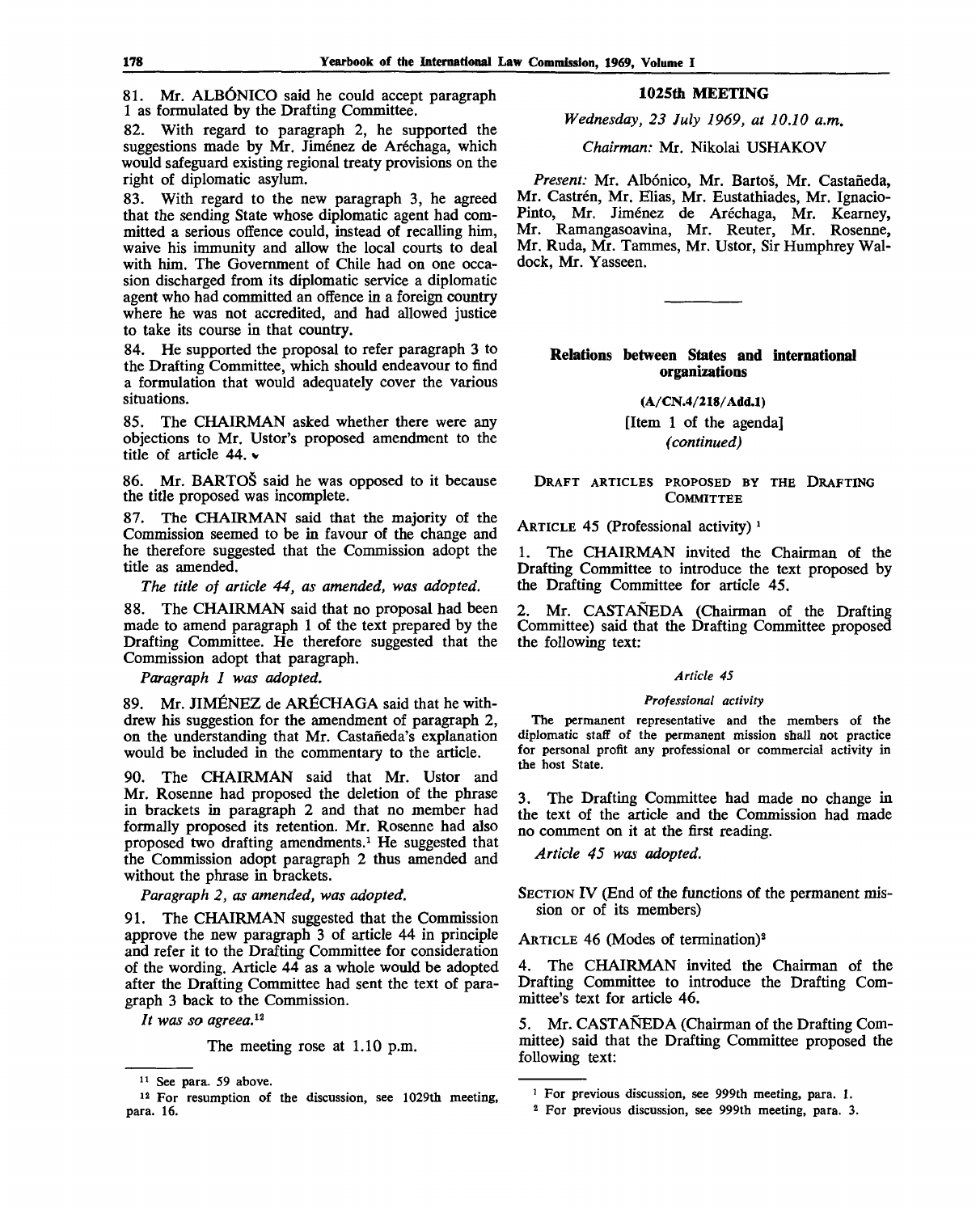81. Mr. ALBÓNICO said he could accept paragraph 1 as formulated by the Drafting Committee.

82. With regard to paragraph 2, he supported the suggestions made by Mr. Jiménez de Aréchaga, which would safeguard existing regional treaty provisions on the right of diplomatic asylum.

83. With regard to the new paragraph 3, he agreed that the sending State whose diplomatic agent had committed a serious offence could, instead of recalling him, waive his immunity and allow the local courts to deal with him. The Government of Chile had on one occasion discharged from its diplomatic service a diplomatic agent who had committed an offence in a foreign country where he was not accredited, and had allowed justice to take its course in that country.

84. He supported the proposal to refer paragraph 3 to the Drafting Committee, which should endeavour to find a formulation that would adequately cover the various situations.

85. The CHAIRMAN asked whether there were any objections to Mr. Ustor's proposed amendment to the title of article 44.

86. Mr. BARTOŠ said he was opposed to it because the title proposed was incomplete.

87. The CHAIRMAN said that the majority of the Commission seemed to be in favour of the change and he therefore suggested that the Commission adopt the title as amended.

*The title of article 44, as amended, was adopted.*

88. The CHAIRMAN said that no proposal had been made to amend paragraph 1 of the text prepared by the Drafting Committee. He therefore suggested that the Commission adopt that paragraph.

*Paragraph 1 was adopted.*

89. Mr. JIMÉNEZ de ARÉCHAGA said that he withdrew his suggestion for the amendment of paragraph 2, on the understanding that Mr. Castañeda's explanation would be included in the commentary to the article.

90. The CHAIRMAN said that Mr. Ustor and Mr. Rosenne had proposed the deletion of the phrase in brackets in paragraph 2 and that no member had formally proposed its retention. Mr. Rosenne had also proposed two drafting amendments.[11] He suggested that the Commission adopt paragraph 2 thus amended and without the phrase in brackets.

*Paragraph 2, as amended, was adopted.*

91. The CHAIRMAN suggested that the Commission approve the new paragraph 3 of article 44 in principle and refer it to the Drafting Committee for consideration of the wording. Article 44 as a whole would be adopted after the Drafting Committee had sent the text of paragraph 3 back to the Commission.

*It was so agreed.*[12]

The meeting rose at 1.10 p.m.

[11] See para. 59 above.

[12] For resumption of the discussion, see 1029th meeting, para. 16.

## 1025th MEETING

*Wednesday, 23 July 1969, at 10.10 a.m.*

*Chairman:* Mr. Nikolai USHAKOV

*Present:* Mr. Albónico, Mr. Bartoš, Mr. Castañeda, Mr. Castrén, Mr. Elias, Mr. Eustathiades, Mr. Ignacio-Pinto, Mr. Jiménez de Aréchaga, Mr. Kearney, Mr. Ramangasoavina, Mr. Reuter, Mr. Rosenne, Mr. Ruda, Mr. Tammes, Mr. Ustor, Sir Humphrey Waldock, Mr. Yasseen.

### Relations between States and international organizations

**(A/CN.4/218/Add.1)**

[Item 1 of the agenda]

*(continued)*

DRAFT ARTICLES PROPOSED BY THE DRAFTING COMMITTEE

ARTICLE 45 (Professional activity) [1]

1. The CHAIRMAN invited the Chairman of the Drafting Committee to introduce the text proposed by the Drafting Committee for article 45.

2. Mr. CASTAÑEDA (Chairman of the Drafting Committee) said that the Drafting Committee proposed the following text:

*Article 45*

*Professional activity*

The permanent representative and the members of the diplomatic staff of the permanent mission shall not practice for personal profit any professional or commercial activity in the host State.

3. The Drafting Committee had made no change in the text of the article and the Commission had made no comment on it at the first reading.

*Article 45 was adopted.*

SECTION IV (End of the functions of the permanent mission or of its members)

ARTICLE 46 (Modes of termination)[2]

4. The CHAIRMAN invited the Chairman of the Drafting Committee to introduce the Drafting Committee's text for article 46.

5. Mr. CASTAÑEDA (Chairman of the Drafting Committee) said that the Drafting Committee proposed the following text:

[1] For previous discussion, see 999th meeting, para. 1.

[2] For previous discussion, see 999th meeting, para. 3.